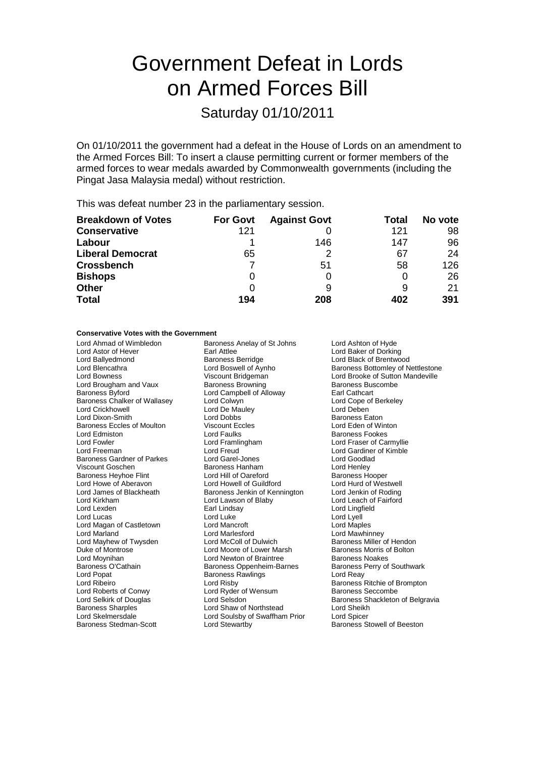# Government Defeat in Lords on Armed Forces Bill

## Saturday 01/10/2011

On 01/10/2011 the government had a defeat in the House of Lords on an amendment to the Armed Forces Bill: To insert a clause permitting current or former members of the armed forces to wear medals awarded by Commonwealth governments (including the Pingat Jasa Malaysia medal) without restriction.

This was defeat number 23 in the parliamentary session.

| Breakdown of Votes | For Govt | Against Govt | Total | No vote |
|---|---|---|---|---|
| **Conservative** | 121 | 0 | 121 | 98 |
| **Labour** | 1 | 146 | 147 | 96 |
| **Liberal Democrat** | 65 | 2 | 67 | 24 |
| **Crossbench** | 7 | 51 | 58 | 126 |
| **Bishops** | 0 | 0 | 0 | 26 |
| **Other** | 0 | 9 | 9 | 21 |
| **Total** | 194 | 208 | 402 | 391 |

**Conservative Votes with the Government**

Lord Ahmad of Wimbledon, Baroness Anelay of St Johns, Lord Ashton of Hyde, Lord Astor of Hever, Earl Attlee, Lord Baker of Dorking, Lord Ballyedmond, Baroness Berridge, Lord Black of Brentwood, Lord Blencathra, Lord Boswell of Aynho, Baroness Bottomley of Nettlestone, Lord Bowness, Viscount Bridgeman, Lord Brooke of Sutton Mandeville, Lord Brougham and Vaux, Baroness Browning, Baroness Buscombe, Baroness Byford, Lord Campbell of Alloway, Earl Cathcart, Baroness Chalker of Wallasey, Lord Colwyn, Lord Cope of Berkeley, Lord Crickhowell, Lord De Mauley, Lord Deben, Lord Dixon-Smith, Lord Dobbs, Baroness Eaton, Baroness Eccles of Moulton, Viscount Eccles, Lord Eden of Winton, Lord Edmiston, Lord Faulks, Baroness Fookes, Lord Fowler, Lord Framlingham, Lord Fraser of Carmyllie, Lord Freeman, Lord Freud, Lord Gardiner of Kimble, Baroness Gardner of Parkes, Lord Garel-Jones, Lord Goodlad, Viscount Goschen, Baroness Hanham, Lord Henley, Baroness Heyhoe Flint, Lord Hill of Oareford, Baroness Hooper, Lord Howe of Aberavon, Lord Howell of Guildford, Lord Hurd of Westwell, Lord James of Blackheath, Baroness Jenkin of Kennington, Lord Jenkin of Roding, Lord Kirkham, Lord Lawson of Blaby, Lord Leach of Fairford, Lord Lexden, Earl Lindsay, Lord Lingfield, Lord Lucas, Lord Luke, Lord Lyell, Lord Magan of Castletown, Lord Mancroft, Lord Maples, Lord Marland, Lord Marlesford, Lord Mawhinney, Lord Mayhew of Twysden, Lord McColl of Dulwich, Baroness Miller of Hendon, Duke of Montrose, Lord Moore of Lower Marsh, Baroness Morris of Bolton, Lord Moynihan, Lord Newton of Braintree, Baroness Noakes, Baroness O'Cathain, Baroness Oppenheim-Barnes, Baroness Perry of Southwark, Lord Popat, Baroness Rawlings, Lord Reay, Lord Ribeiro, Lord Risby, Baroness Ritchie of Brompton, Lord Roberts of Conwy, Lord Ryder of Wensum, Baroness Seccombe, Lord Selkirk of Douglas, Lord Selsdon, Baroness Shackleton of Belgravia, Baroness Sharples, Lord Shaw of Northstead, Lord Sheikh, Lord Skelmersdale, Lord Soulsby of Swaffham Prior, Lord Spicer, Baroness Stedman-Scott, Lord Stewartby, Baroness Stowell of Beeston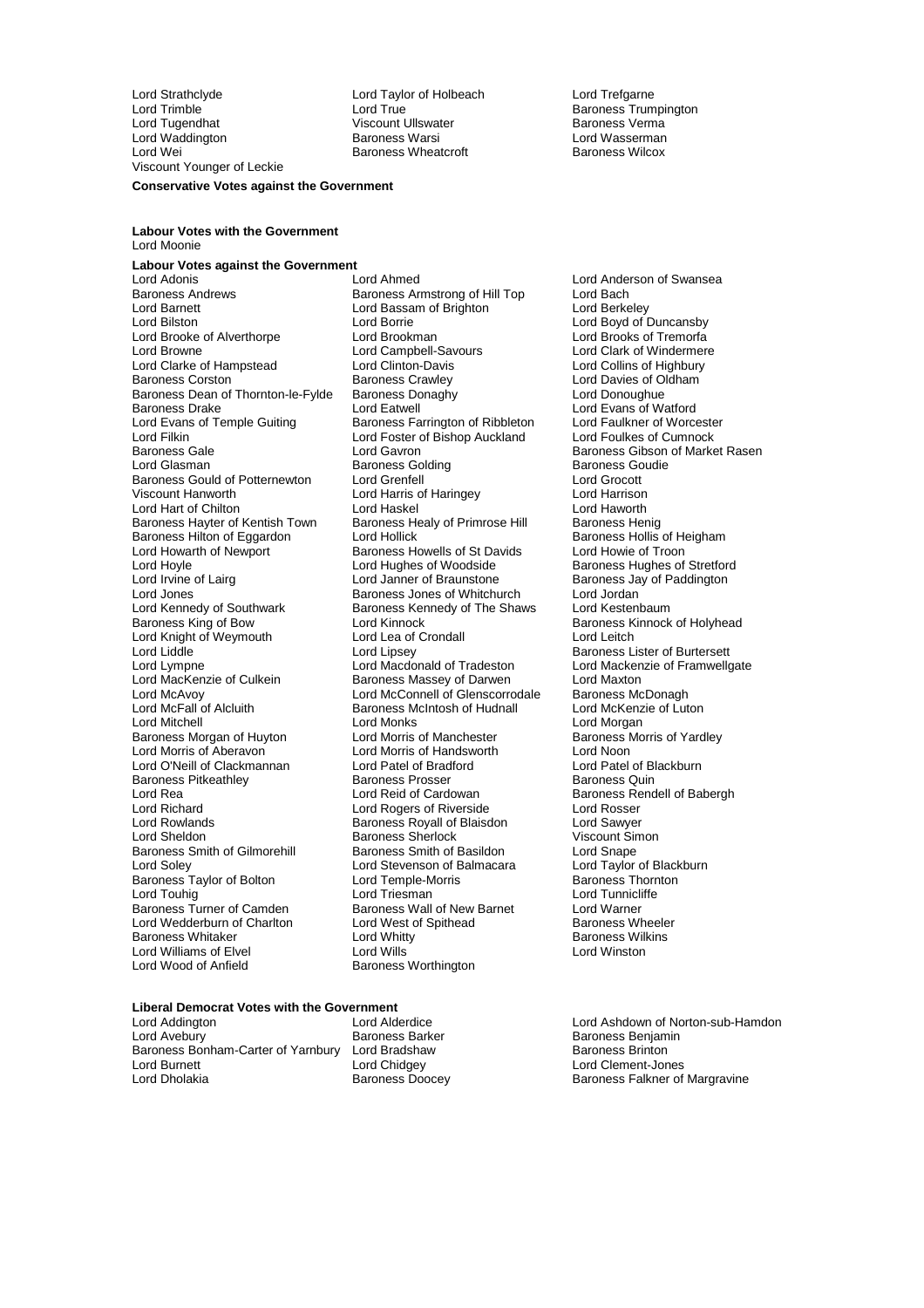Lord Strathclyde
Lord Taylor of Holbeach
Lord Trefgarne
Lord Trimble
Lord True
Baroness Trumpington
Lord Tugendhat
Viscount Ullswater
Baroness Verma
Lord Waddington
Baroness Warsi
Lord Wasserman
Lord Wei
Baroness Wheatcroft
Baroness Wilcox
Viscount Younger of Leckie

**Conservative Votes against the Government**

**Labour Votes with the Government**

Lord Moonie

**Labour Votes against the Government**

Lord Adonis
Lord Ahmed
Lord Anderson of Swansea
Baroness Andrews
Baroness Armstrong of Hill Top
Lord Bach
Lord Barnett
Lord Bassam of Brighton
Lord Berkeley
Lord Bilston
Lord Borrie
Lord Boyd of Duncansby
Lord Brooke of Alverthorpe
Lord Brookman
Lord Brooks of Tremorfa
Lord Browne
Lord Campbell-Savours
Lord Clark of Windermere
Lord Clarke of Hampstead
Lord Clinton-Davis
Lord Collins of Highbury
Baroness Corston
Baroness Crawley
Lord Davies of Oldham
Baroness Dean of Thornton-le-Fylde
Baroness Donaghy
Lord Donoughue
Baroness Drake
Lord Eatwell
Lord Evans of Watford
Lord Evans of Temple Guiting
Baroness Farrington of Ribbleton
Lord Faulkner of Worcester
Lord Filkin
Lord Foster of Bishop Auckland
Lord Foulkes of Cumnock
Baroness Gale
Lord Gavron
Baroness Gibson of Market Rasen
Lord Glasman
Baroness Golding
Baroness Goudie
Baroness Gould of Potternewton
Lord Grenfell
Lord Grocott
Viscount Hanworth
Lord Harris of Haringey
Lord Harrison
Lord Hart of Chilton
Lord Haskel
Lord Haworth
Baroness Hayter of Kentish Town
Baroness Healy of Primrose Hill
Baroness Henig
Baroness Hilton of Eggardon
Lord Hollick
Baroness Hollis of Heigham
Lord Howarth of Newport
Baroness Howells of St Davids
Lord Howie of Troon
Lord Hoyle
Lord Hughes of Woodside
Baroness Hughes of Stretford
Lord Irvine of Lairg
Lord Janner of Braunstone
Baroness Jay of Paddington
Lord Jones
Baroness Jones of Whitchurch
Lord Jordan
Lord Kennedy of Southwark
Baroness Kennedy of The Shaws
Lord Kestenbaum
Baroness King of Bow
Lord Kinnock
Baroness Kinnock of Holyhead
Lord Knight of Weymouth
Lord Lea of Crondall
Lord Leitch
Lord Liddle
Lord Lipsey
Baroness Lister of Burtersett
Lord Lympne
Lord Macdonald of Tradeston
Lord Mackenzie of Framwellgate
Lord MacKenzie of Culkein
Baroness Massey of Darwen
Lord Maxton
Lord McAvoy
Lord McConnell of Glenscorrodale
Baroness McDonagh
Lord McFall of Alcluith
Baroness McIntosh of Hudnall
Lord McKenzie of Luton
Lord Mitchell
Lord Monks
Lord Morgan
Baroness Morgan of Huyton
Lord Morris of Manchester
Baroness Morris of Yardley
Lord Morris of Aberavon
Lord Morris of Handsworth
Lord Noon
Lord O'Neill of Clackmannan
Lord Patel of Bradford
Lord Patel of Blackburn
Baroness Pitkeathley
Baroness Prosser
Baroness Quin
Lord Rea
Lord Reid of Cardowan
Baroness Rendell of Babergh
Lord Richard
Lord Rogers of Riverside
Lord Rosser
Lord Rowlands
Baroness Royall of Blaisdon
Lord Sawyer
Lord Sheldon
Baroness Sherlock
Viscount Simon
Baroness Smith of Gilmorehill
Baroness Smith of Basildon
Lord Snape
Lord Soley
Lord Stevenson of Balmacara
Lord Taylor of Blackburn
Baroness Taylor of Bolton
Lord Temple-Morris
Baroness Thornton
Lord Touhig
Lord Triesman
Lord Tunnicliffe
Baroness Turner of Camden
Baroness Wall of New Barnet
Lord Warner
Lord Wedderburn of Charlton
Lord West of Spithead
Baroness Wheeler
Baroness Whitaker
Lord Whitty
Baroness Wilkins
Lord Williams of Elvel
Lord Wills
Lord Winston
Lord Wood of Anfield
Baroness Worthington

**Liberal Democrat Votes with the Government**

Lord Addington
Lord Alderdice
Lord Ashdown of Norton-sub-Hamdon
Lord Avebury
Baroness Barker
Baroness Benjamin
Baroness Bonham-Carter of Yarnbury
Lord Bradshaw
Baroness Brinton
Lord Burnett
Lord Chidgey
Lord Clement-Jones
Lord Dholakia
Baroness Doocey
Baroness Falkner of Margravine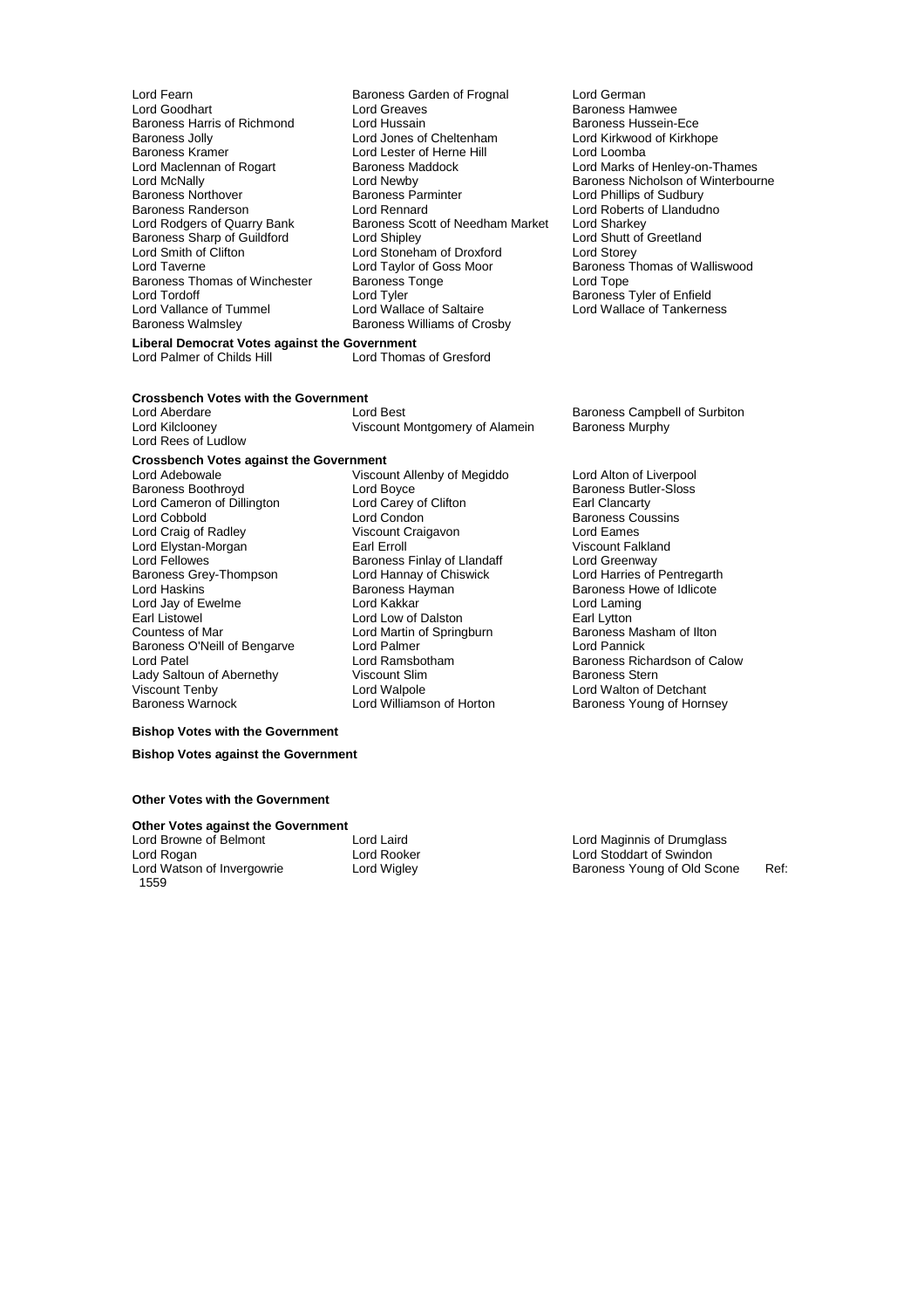| | | |
|---|---|---|
| Lord Fearn | Baroness Garden of Frognal | Lord German |
| Lord Goodhart | Lord Greaves | Baroness Hamwee |
| Baroness Harris of Richmond | Lord Hussain | Baroness Hussein-Ece |
| Baroness Jolly | Lord Jones of Cheltenham | Lord Kirkwood of Kirkhope |
| Baroness Kramer | Lord Lester of Herne Hill | Lord Loomba |
| Lord Maclennan of Rogart | Baroness Maddock | Lord Marks of Henley-on-Thames |
| Lord McNally | Lord Newby | Baroness Nicholson of Winterbourne |
| Baroness Northover | Baroness Parminter | Lord Phillips of Sudbury |
| Baroness Randerson | Lord Rennard | Lord Roberts of Llandudno |
| Lord Rodgers of Quarry Bank | Baroness Scott of Needham Market | Lord Sharkey |
| Baroness Sharp of Guildford | Lord Shipley | Lord Shutt of Greetland |
| Lord Smith of Clifton | Lord Stoneham of Droxford | Lord Storey |
| Lord Taverne | Lord Taylor of Goss Moor | Baroness Thomas of Walliswood |
| Baroness Thomas of Winchester | Baroness Tonge | Lord Tope |
| Lord Tordoff | Lord Tyler | Baroness Tyler of Enfield |
| Lord Vallance of Tummel | Lord Wallace of Saltaire | Lord Wallace of Tankerness |
| Baroness Walmsley | Baroness Williams of Crosby | |

**Liberal Democrat Votes against the Government**

| | |
|---|---|
| Lord Palmer of Childs Hill | Lord Thomas of Gresford |

**Crossbench Votes with the Government**

| | | |
|---|---|---|
| Lord Aberdare | Lord Best | Baroness Campbell of Surbiton |
| Lord Kilclooney | Viscount Montgomery of Alamein | Baroness Murphy |
| Lord Rees of Ludlow | | |

**Crossbench Votes against the Government**

| | | |
|---|---|---|
| Lord Adebowale | Viscount Allenby of Megiddo | Lord Alton of Liverpool |
| Baroness Boothroyd | Lord Boyce | Baroness Butler-Sloss |
| Lord Cameron of Dillington | Lord Carey of Clifton | Earl Clancarty |
| Lord Cobbold | Lord Condon | Baroness Coussins |
| Lord Craig of Radley | Viscount Craigavon | Lord Eames |
| Lord Elystan-Morgan | Earl Erroll | Viscount Falkland |
| Lord Fellowes | Baroness Finlay of Llandaff | Lord Greenway |
| Baroness Grey-Thompson | Lord Hannay of Chiswick | Lord Harries of Pentregarth |
| Lord Haskins | Baroness Hayman | Baroness Howe of Idlicote |
| Lord Jay of Ewelme | Lord Kakkar | Lord Laming |
| Earl Listowel | Lord Low of Dalston | Earl Lytton |
| Countess of Mar | Lord Martin of Springburn | Baroness Masham of Ilton |
| Baroness O'Neill of Bengarve | Lord Palmer | Lord Pannick |
| Lord Patel | Lord Ramsbotham | Baroness Richardson of Calow |
| Lady Saltoun of Abernethy | Viscount Slim | Baroness Stern |
| Viscount Tenby | Lord Walpole | Lord Walton of Detchant |
| Baroness Warnock | Lord Williamson of Horton | Baroness Young of Hornsey |

**Bishop Votes with the Government**

**Bishop Votes against the Government**

**Other Votes with the Government**

**Other Votes against the Government**

| | | |
|---|---|---|
| Lord Browne of Belmont | Lord Laird | Lord Maginnis of Drumglass |
| Lord Rogan | Lord Rooker | Lord Stoddart of Swindon |
| Lord Watson of Invergowrie | Lord Wigley | Baroness Young of Old Scone |

Ref: 1559